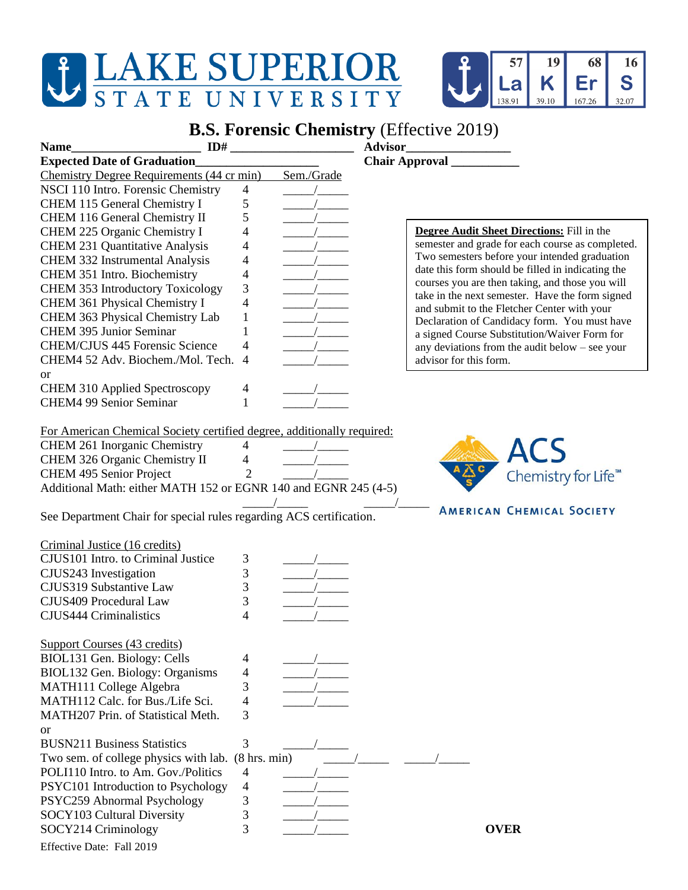# LAKE SUPERIOR STATE UNIVERSITY

| 57 | 19 | 68 | 16 |
|---|---|---|---|
| La | K | Er | S |
| 138.91 | 39.10 | 167.26 | 32.07 |

## B.S. Forensic Chemistry (Effective 2019)

**Name**____________________ **ID#** ____________________ **Advisor**________________

**Expected Date of Graduation**___________________ **Chair Approval** ___________

> **Degree Audit Sheet Directions:** Fill in the semester and grade for each course as completed. Two semesters before your intended graduation date this form should be filled in indicating the courses you are then taking, and those you will take in the next semester. Have the form signed and submit to the Fletcher Center with your Declaration of Candidacy form. You must have a signed Course Substitution/Waiver Form for any deviations from the audit below – see your advisor for this form.

| Chemistry Degree Requirements (44 cr min) | | Sem./Grade |
|---|---|---|
| NSCI 110 Intro. Forensic Chemistry | 4 | _____/_____ |
| CHEM 115 General Chemistry I | 5 | _____/_____ |
| CHEM 116 General Chemistry II | 5 | _____/_____ |
| CHEM 225 Organic Chemistry I | 4 | _____/_____ |
| CHEM 231 Quantitative Analysis | 4 | _____/_____ |
| CHEM 332 Instrumental Analysis | 4 | _____/_____ |
| CHEM 351 Intro. Biochemistry | 4 | _____/_____ |
| CHEM 353 Introductory Toxicology | 3 | _____/_____ |
| CHEM 361 Physical Chemistry I | 4 | _____/_____ |
| CHEM 363 Physical Chemistry Lab | 1 | _____/_____ |
| CHEM 395 Junior Seminar | 1 | _____/_____ |
| CHEM/CJUS 445 Forensic Science | 4 | _____/_____ |
| CHEM4 52 Adv. Biochem./Mol. Tech. | 4 | _____/_____ |
| or | | |
| CHEM 310 Applied Spectroscopy | 4 | _____/_____ |
| CHEM4 99 Senior Seminar | 1 | _____/_____ |

For American Chemical Society certified degree, additionally required:

| Course | Credits | Sem./Grade |
|---|---|---|
| CHEM 261 Inorganic Chemistry | 4 | _____/_____ |
| CHEM 326 Organic Chemistry II | 4 | _____/_____ |
| CHEM 495 Senior Project | 2 | _____/_____ |

Additional Math: either MATH 152 or EGNR 140 and EGNR 245 (4-5)
_____/_____ _____/_____

See Department Chair for special rules regarding ACS certification.

ACS Chemistry for Life™ — AMERICAN CHEMICAL SOCIETY

| Criminal Justice (16 credits) | | |
|---|---|---|
| CJUS101 Intro. to Criminal Justice | 3 | _____/_____ |
| CJUS243 Investigation | 3 | _____/_____ |
| CJUS319 Substantive Law | 3 | _____/_____ |
| CJUS409 Procedural Law | 3 | _____/_____ |
| CJUS444 Criminalistics | 4 | _____/_____ |

| Support Courses (43 credits) | | |
|---|---|---|
| BIOL131 Gen. Biology: Cells | 4 | _____/_____ |
| BIOL132 Gen. Biology: Organisms | 4 | _____/_____ |
| MATH111 College Algebra | 3 | _____/_____ |
| MATH112 Calc. for Bus./Life Sci. | 4 | _____/_____ |
| MATH207 Prin. of Statistical Meth. | 3 | |
| or | | |
| BUSN211 Business Statistics | 3 | _____/_____ |
| Two sem. of college physics with lab. | (8 hrs. min) | _____/_____ _____/_____ |
| POLI110 Intro. to Am. Gov./Politics | 4 | _____/_____ |
| PSYC101 Introduction to Psychology | 4 | _____/_____ |
| PSYC259 Abnormal Psychology | 3 | _____/_____ |
| SOCY103 Cultural Diversity | 3 | _____/_____ |
| SOCY214 Criminology | 3 | _____/_____ |

**OVER**

Effective Date: Fall 2019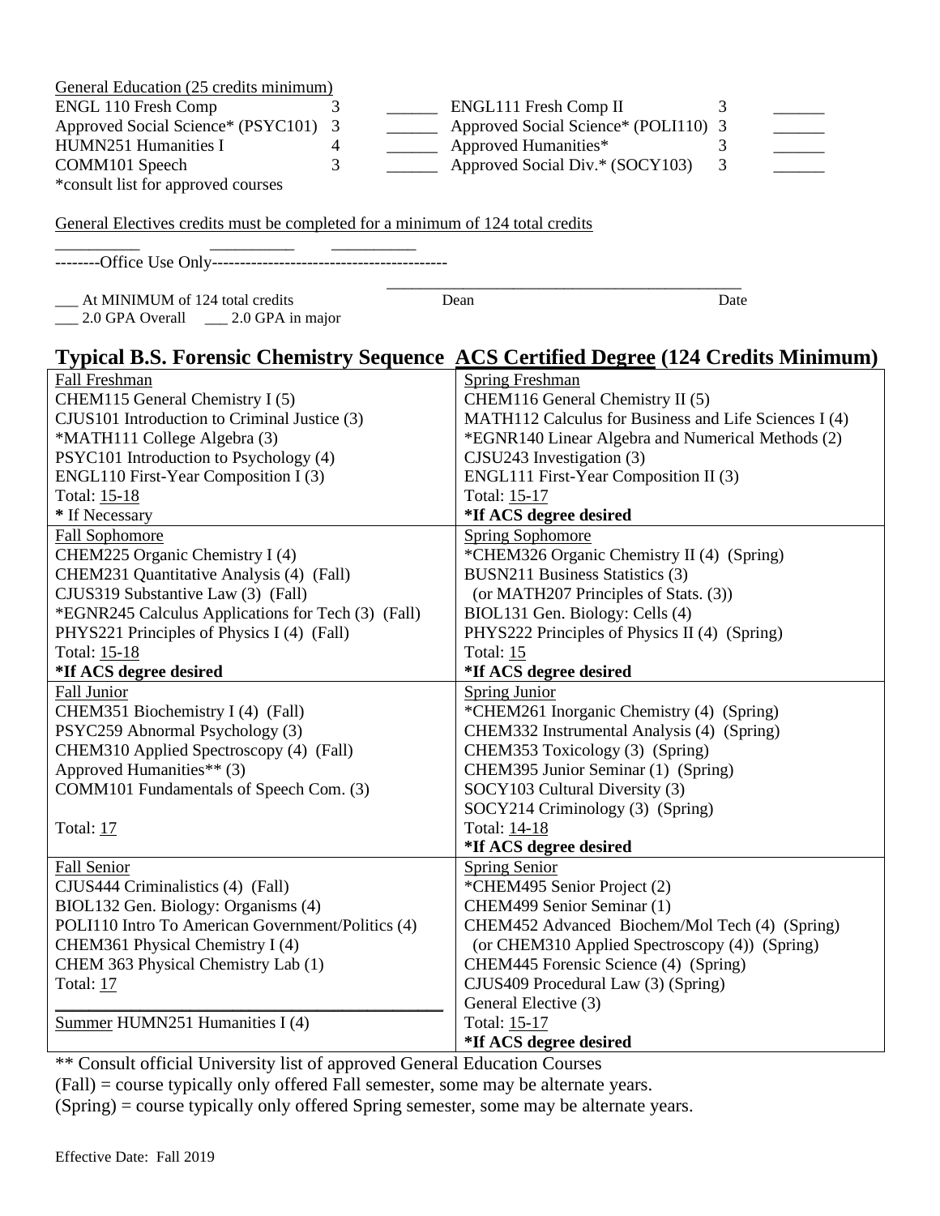General Education (25 credits minimum)

| | | | | | |
|---|---|---|---|---|---|
| ENGL 110 Fresh Comp | 3 | ______ | ENGL111 Fresh Comp II | 3 | ______ |
| Approved Social Science* (PSYC101) | 3 | ______ | Approved Social Science* (POLI110) | 3 | ______ |
| HUMN251 Humanities I | 4 | ______ | Approved Humanities* | 3 | ______ |
| COMM101 Speech | 3 | ______ | Approved Social Div.* (SOCY103) | 3 | ______ |

*consult list for approved courses

General Electives credits must be completed for a minimum of 124 total credits

__________ __________ __________

--------Office Use Only------------------------------------------

___ At MINIMUM of 124 total credits ______________________________ Dean Date

___ 2.0 GPA Overall ___ 2.0 GPA in major

## Typical B.S. Forensic Chemistry Sequence ACS Certified Degree (124 Credits Minimum)

| | |
|---|---|
| Fall Freshman<br>CHEM115 General Chemistry I (5)<br>CJUS101 Introduction to Criminal Justice (3)<br>*MATH111 College Algebra (3)<br>PSYC101 Introduction to Psychology (4)<br>ENGL110 First-Year Composition I (3)<br>Total: 15-18<br>* If Necessary | Spring Freshman<br>CHEM116 General Chemistry II (5)<br>MATH112 Calculus for Business and Life Sciences I (4)<br>*EGNR140 Linear Algebra and Numerical Methods (2)<br>CJSU243 Investigation (3)<br>ENGL111 First-Year Composition II (3)<br>Total: 15-17<br>**\*If ACS degree desired** |
| Fall Sophomore<br>CHEM225 Organic Chemistry I (4)<br>CHEM231 Quantitative Analysis (4) (Fall)<br>CJUS319 Substantive Law (3) (Fall)<br>*EGNR245 Calculus Applications for Tech (3) (Fall)<br>PHYS221 Principles of Physics I (4) (Fall)<br>Total: 15-18<br>**\*If ACS degree desired** | Spring Sophomore<br>*CHEM326 Organic Chemistry II (4) (Spring)<br>BUSN211 Business Statistics (3)<br>(or MATH207 Principles of Stats. (3))<br>BIOL131 Gen. Biology: Cells (4)<br>PHYS222 Principles of Physics II (4) (Spring)<br>Total: 15<br>**\*If ACS degree desired** |
| Fall Junior<br>CHEM351 Biochemistry I (4) (Fall)<br>PSYC259 Abnormal Psychology (3)<br>CHEM310 Applied Spectroscopy (4) (Fall)<br>Approved Humanities** (3)<br>COMM101 Fundamentals of Speech Com. (3)<br><br>Total: 17 | Spring Junior<br>*CHEM261 Inorganic Chemistry (4) (Spring)<br>CHEM332 Instrumental Analysis (4) (Spring)<br>CHEM353 Toxicology (3) (Spring)<br>CHEM395 Junior Seminar (1) (Spring)<br>SOCY103 Cultural Diversity (3)<br>SOCY214 Criminology (3) (Spring)<br>Total: 14-18<br>**\*If ACS degree desired** |
| Fall Senior<br>CJUS444 Criminalistics (4) (Fall)<br>BIOL132 Gen. Biology: Organisms (4)<br>POLI110 Intro To American Government/Politics (4)<br>CHEM361 Physical Chemistry I (4)<br>CHEM 363 Physical Chemistry Lab (1)<br>Total: 17<br><br>Summer HUMN251 Humanities I (4) | Spring Senior<br>*CHEM495 Senior Project (2)<br>CHEM499 Senior Seminar (1)<br>CHEM452 Advanced Biochem/Mol Tech (4) (Spring)<br>(or CHEM310 Applied Spectroscopy (4)) (Spring)<br>CHEM445 Forensic Science (4) (Spring)<br>CJUS409 Procedural Law (3) (Spring)<br>General Elective (3)<br>Total: 15-17<br>**\*If ACS degree desired** |

** Consult official University list of approved General Education Courses

(Fall) = course typically only offered Fall semester, some may be alternate years.

(Spring) = course typically only offered Spring semester, some may be alternate years.

Effective Date: Fall 2019